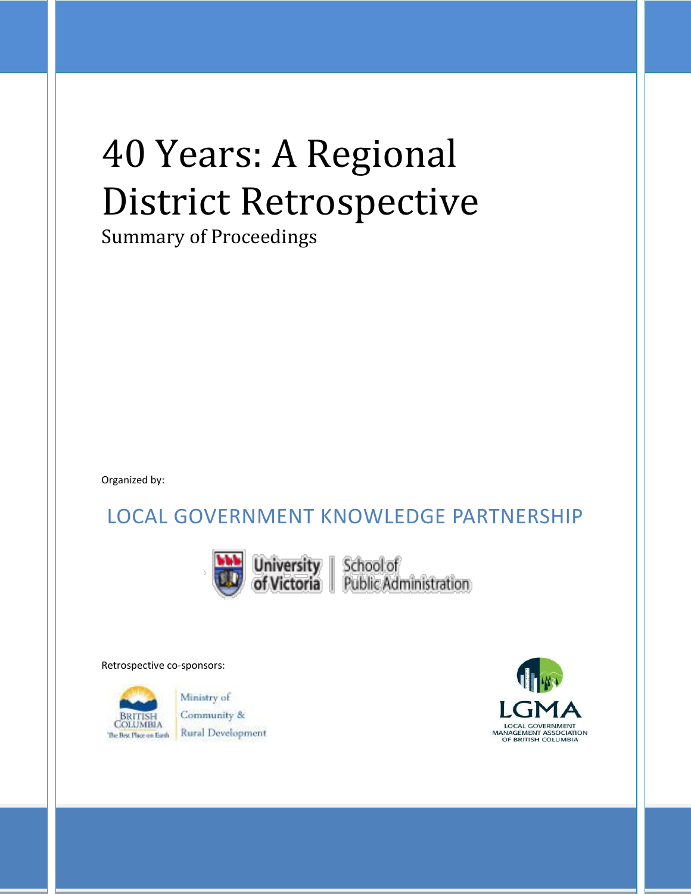# 40 Years: A Regional District Retrospective

Summary of Proceedings

Organized by:

LOCAL GOVERNMENT KNOWLEDGE PARTNERSHIP

University of Victoria | School of Public Administration

Retrospective co-sponsors:

British Columbia – The Best Place on Earth | Ministry of Community & Rural Development

LGMA – Local Government Management Association of British Columbia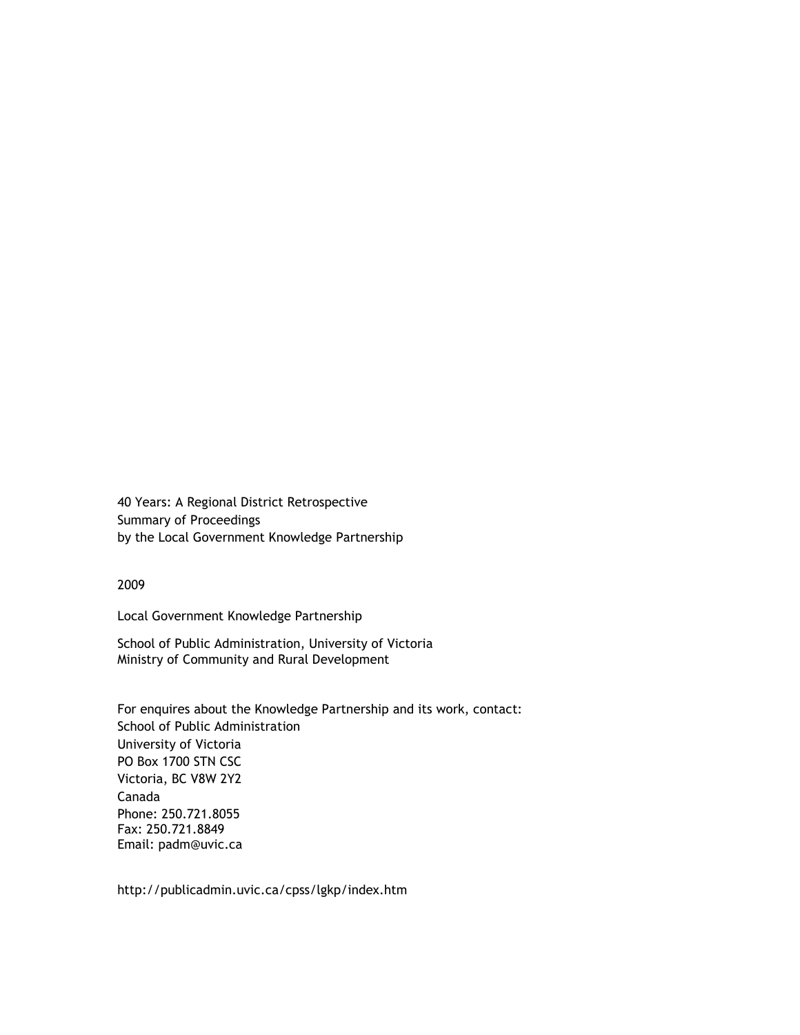40 Years: A Regional District Retrospective
Summary of Proceedings
by the Local Government Knowledge Partnership

2009

Local Government Knowledge Partnership

School of Public Administration, University of Victoria
Ministry of Community and Rural Development

For enquires about the Knowledge Partnership and its work, contact:
School of Public Administration
University of Victoria
PO Box 1700 STN CSC
Victoria, BC V8W 2Y2
Canada
Phone: 250.721.8055
Fax: 250.721.8849
Email: padm@uvic.ca

http://publicadmin.uvic.ca/cpss/lgkp/index.htm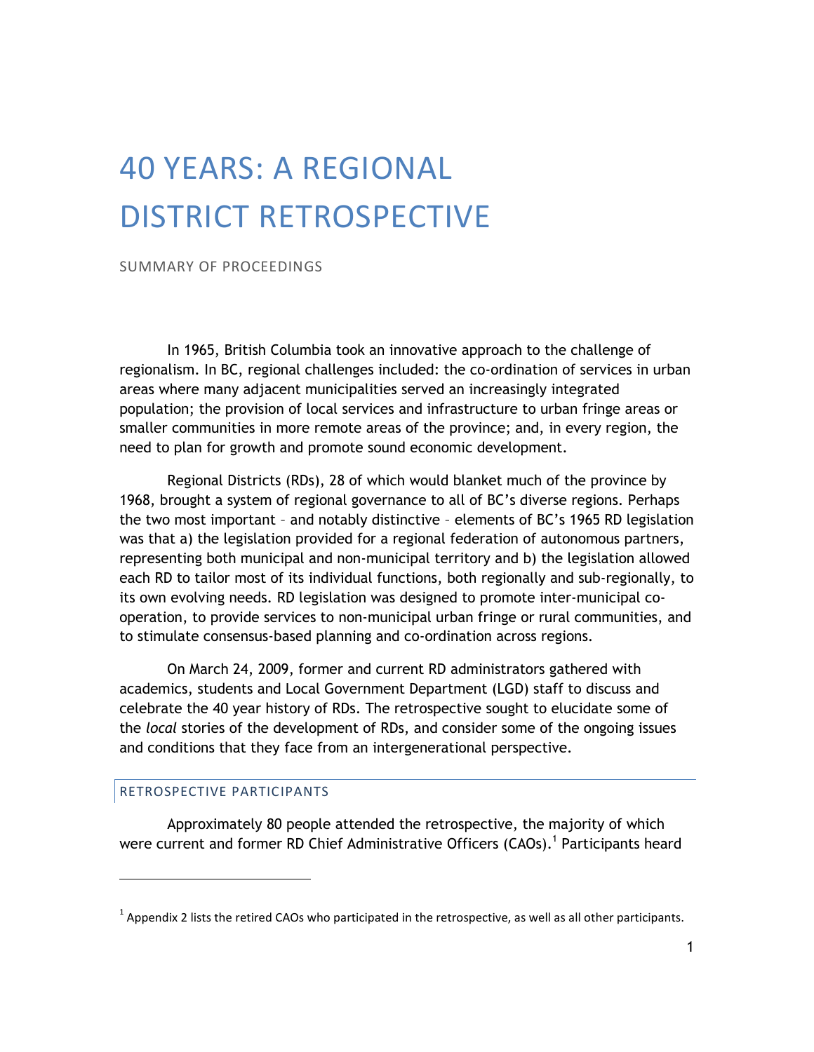# 40 YEARS: A REGIONAL DISTRICT RETROSPECTIVE

SUMMARY OF PROCEEDINGS

In 1965, British Columbia took an innovative approach to the challenge of regionalism. In BC, regional challenges included: the co-ordination of services in urban areas where many adjacent municipalities served an increasingly integrated population; the provision of local services and infrastructure to urban fringe areas or smaller communities in more remote areas of the province; and, in every region, the need to plan for growth and promote sound economic development.

Regional Districts (RDs), 28 of which would blanket much of the province by 1968, brought a system of regional governance to all of BC's diverse regions. Perhaps the two most important – and notably distinctive – elements of BC's 1965 RD legislation was that a) the legislation provided for a regional federation of autonomous partners, representing both municipal and non-municipal territory and b) the legislation allowed each RD to tailor most of its individual functions, both regionally and sub-regionally, to its own evolving needs. RD legislation was designed to promote inter-municipal co-operation, to provide services to non-municipal urban fringe or rural communities, and to stimulate consensus-based planning and co-ordination across regions.

On March 24, 2009, former and current RD administrators gathered with academics, students and Local Government Department (LGD) staff to discuss and celebrate the 40 year history of RDs. The retrospective sought to elucidate some of the *local* stories of the development of RDs, and consider some of the ongoing issues and conditions that they face from an intergenerational perspective.

## RETROSPECTIVE PARTICIPANTS

Approximately 80 people attended the retrospective, the majority of which were current and former RD Chief Administrative Officers (CAOs).[1] Participants heard

[1] Appendix 2 lists the retired CAOs who participated in the retrospective, as well as all other participants.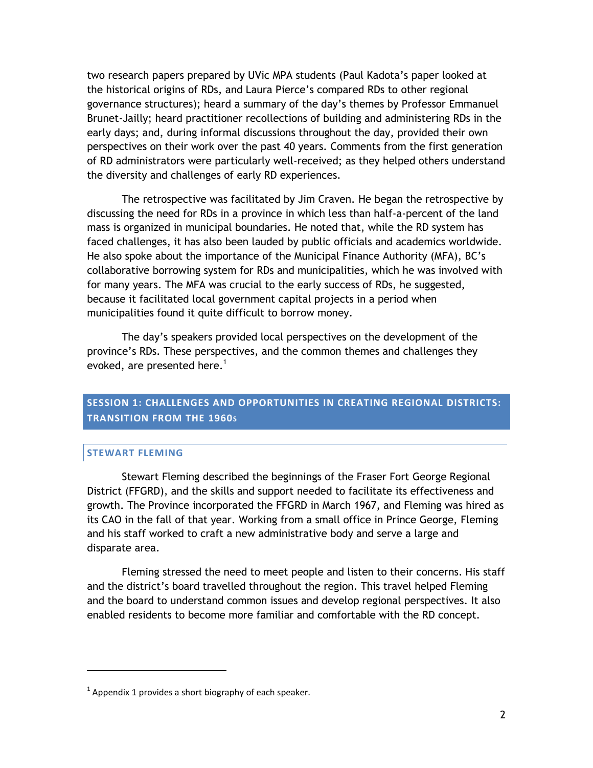two research papers prepared by UVic MPA students (Paul Kadota's paper looked at the historical origins of RDs, and Laura Pierce's compared RDs to other regional governance structures); heard a summary of the day's themes by Professor Emmanuel Brunet-Jailly; heard practitioner recollections of building and administering RDs in the early days; and, during informal discussions throughout the day, provided their own perspectives on their work over the past 40 years. Comments from the first generation of RD administrators were particularly well-received; as they helped others understand the diversity and challenges of early RD experiences.

The retrospective was facilitated by Jim Craven. He began the retrospective by discussing the need for RDs in a province in which less than half-a-percent of the land mass is organized in municipal boundaries. He noted that, while the RD system has faced challenges, it has also been lauded by public officials and academics worldwide. He also spoke about the importance of the Municipal Finance Authority (MFA), BC's collaborative borrowing system for RDs and municipalities, which he was involved with for many years. The MFA was crucial to the early success of RDs, he suggested, because it facilitated local government capital projects in a period when municipalities found it quite difficult to borrow money.

The day's speakers provided local perspectives on the development of the province's RDs. These perspectives, and the common themes and challenges they evoked, are presented here.[1]

## SESSION 1: CHALLENGES AND OPPORTUNITIES IN CREATING REGIONAL DISTRICTS: TRANSITION FROM THE 1960s

### STEWART FLEMING

Stewart Fleming described the beginnings of the Fraser Fort George Regional District (FFGRD), and the skills and support needed to facilitate its effectiveness and growth. The Province incorporated the FFGRD in March 1967, and Fleming was hired as its CAO in the fall of that year. Working from a small office in Prince George, Fleming and his staff worked to craft a new administrative body and serve a large and disparate area.

Fleming stressed the need to meet people and listen to their concerns. His staff and the district's board travelled throughout the region. This travel helped Fleming and the board to understand common issues and develop regional perspectives. It also enabled residents to become more familiar and comfortable with the RD concept.

[1] Appendix 1 provides a short biography of each speaker.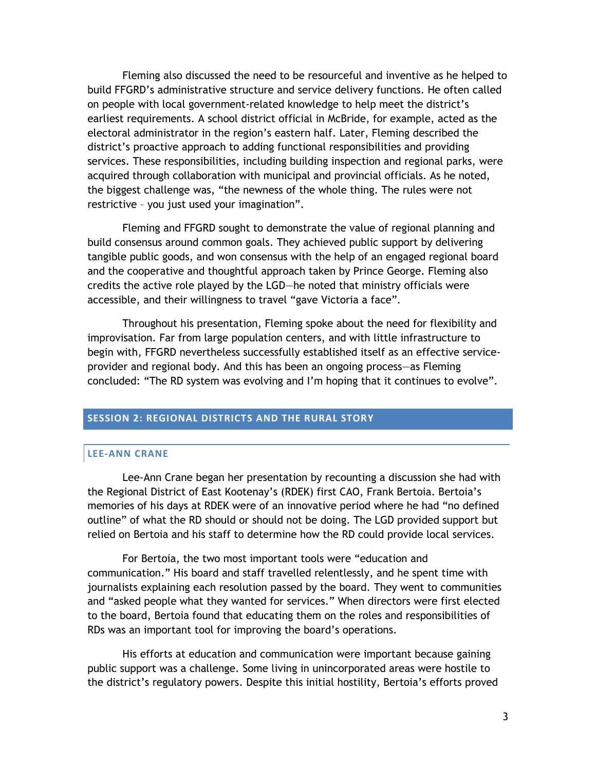Fleming also discussed the need to be resourceful and inventive as he helped to build FFGRD's administrative structure and service delivery functions. He often called on people with local government-related knowledge to help meet the district's earliest requirements. A school district official in McBride, for example, acted as the electoral administrator in the region's eastern half. Later, Fleming described the district's proactive approach to adding functional responsibilities and providing services. These responsibilities, including building inspection and regional parks, were acquired through collaboration with municipal and provincial officials. As he noted, the biggest challenge was, "the newness of the whole thing. The rules were not restrictive – you just used your imagination".

Fleming and FFGRD sought to demonstrate the value of regional planning and build consensus around common goals. They achieved public support by delivering tangible public goods, and won consensus with the help of an engaged regional board and the cooperative and thoughtful approach taken by Prince George. Fleming also credits the active role played by the LGD—he noted that ministry officials were accessible, and their willingness to travel "gave Victoria a face".

Throughout his presentation, Fleming spoke about the need for flexibility and improvisation. Far from large population centers, and with little infrastructure to begin with, FFGRD nevertheless successfully established itself as an effective service-provider and regional body. And this has been an ongoing process—as Fleming concluded: "The RD system was evolving and I'm hoping that it continues to evolve".

## SESSION 2: REGIONAL DISTRICTS AND THE RURAL STORY

### LEE-ANN CRANE

Lee-Ann Crane began her presentation by recounting a discussion she had with the Regional District of East Kootenay's (RDEK) first CAO, Frank Bertoia. Bertoia's memories of his days at RDEK were of an innovative period where he had "no defined outline" of what the RD should or should not be doing. The LGD provided support but relied on Bertoia and his staff to determine how the RD could provide local services.

For Bertoia, the two most important tools were "education and communication." His board and staff travelled relentlessly, and he spent time with journalists explaining each resolution passed by the board. They went to communities and "asked people what they wanted for services." When directors were first elected to the board, Bertoia found that educating them on the roles and responsibilities of RDs was an important tool for improving the board's operations.

His efforts at education and communication were important because gaining public support was a challenge. Some living in unincorporated areas were hostile to the district's regulatory powers. Despite this initial hostility, Bertoia's efforts proved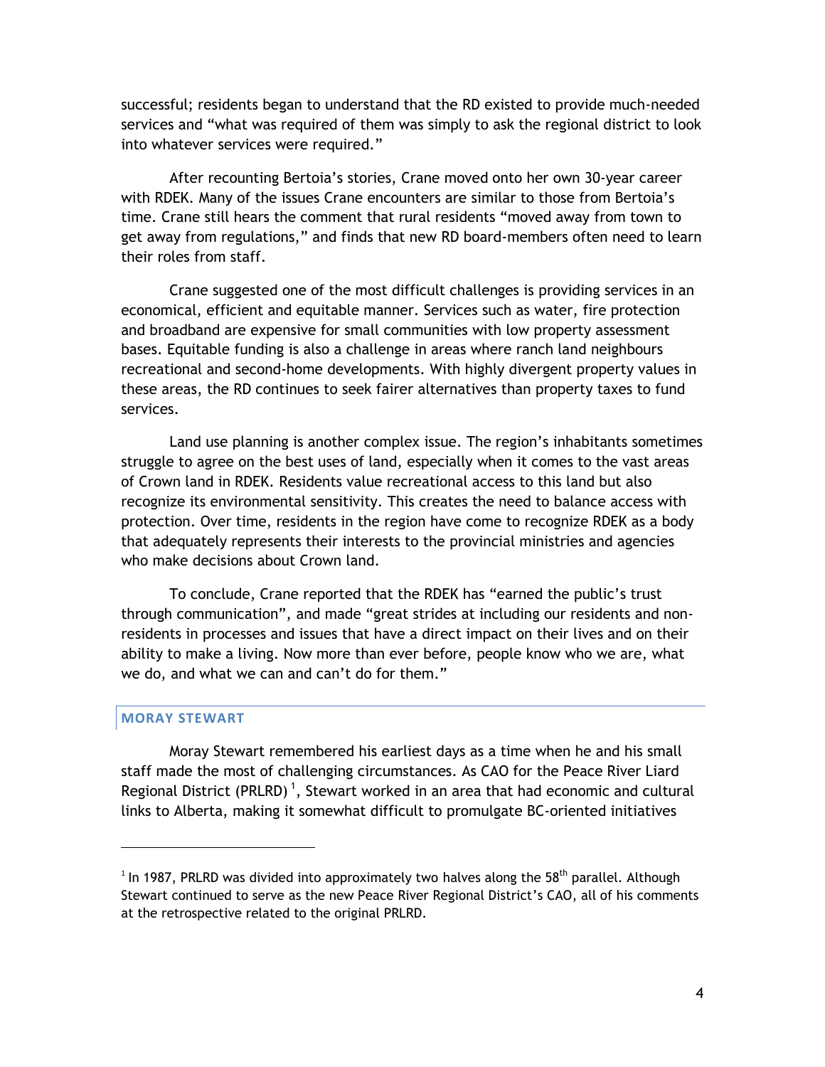successful; residents began to understand that the RD existed to provide much-needed services and "what was required of them was simply to ask the regional district to look into whatever services were required."

After recounting Bertoia's stories, Crane moved onto her own 30-year career with RDEK. Many of the issues Crane encounters are similar to those from Bertoia's time. Crane still hears the comment that rural residents "moved away from town to get away from regulations," and finds that new RD board-members often need to learn their roles from staff.

Crane suggested one of the most difficult challenges is providing services in an economical, efficient and equitable manner. Services such as water, fire protection and broadband are expensive for small communities with low property assessment bases. Equitable funding is also a challenge in areas where ranch land neighbours recreational and second-home developments. With highly divergent property values in these areas, the RD continues to seek fairer alternatives than property taxes to fund services.

Land use planning is another complex issue. The region's inhabitants sometimes struggle to agree on the best uses of land, especially when it comes to the vast areas of Crown land in RDEK. Residents value recreational access to this land but also recognize its environmental sensitivity. This creates the need to balance access with protection. Over time, residents in the region have come to recognize RDEK as a body that adequately represents their interests to the provincial ministries and agencies who make decisions about Crown land.

To conclude, Crane reported that the RDEK has "earned the public's trust through communication", and made "great strides at including our residents and non-residents in processes and issues that have a direct impact on their lives and on their ability to make a living. Now more than ever before, people know who we are, what we do, and what we can and can't do for them."

## MORAY STEWART

Moray Stewart remembered his earliest days as a time when he and his small staff made the most of challenging circumstances. As CAO for the Peace River Liard Regional District (PRLRD) [1], Stewart worked in an area that had economic and cultural links to Alberta, making it somewhat difficult to promulgate BC-oriented initiatives

---

[1] In 1987, PRLRD was divided into approximately two halves along the 58th parallel. Although Stewart continued to serve as the new Peace River Regional District's CAO, all of his comments at the retrospective related to the original PRLRD.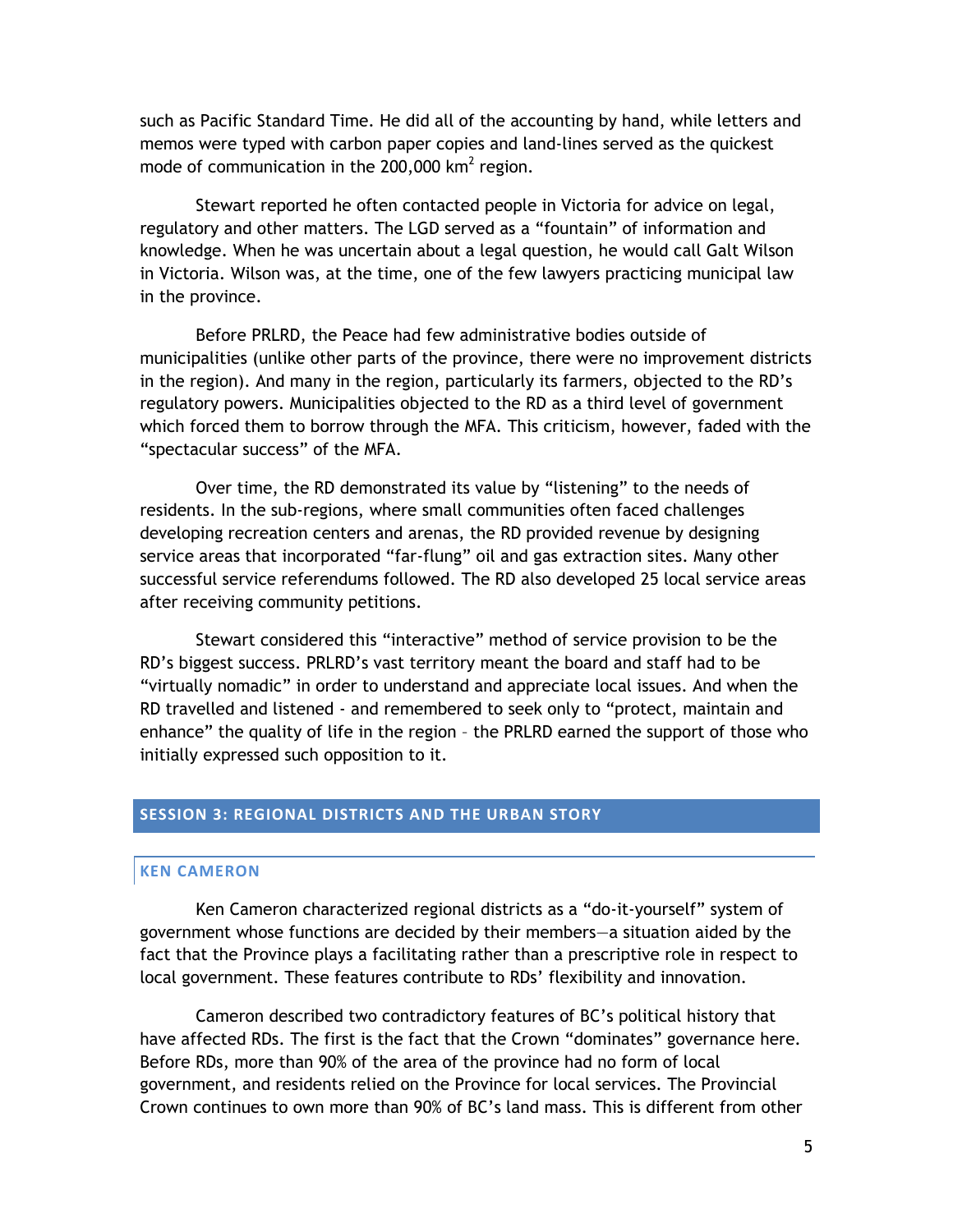such as Pacific Standard Time. He did all of the accounting by hand, while letters and memos were typed with carbon paper copies and land-lines served as the quickest mode of communication in the 200,000 $km^2$ region.

Stewart reported he often contacted people in Victoria for advice on legal, regulatory and other matters. The LGD served as a "fountain" of information and knowledge. When he was uncertain about a legal question, he would call Galt Wilson in Victoria. Wilson was, at the time, one of the few lawyers practicing municipal law in the province.

Before PRLRD, the Peace had few administrative bodies outside of municipalities (unlike other parts of the province, there were no improvement districts in the region). And many in the region, particularly its farmers, objected to the RD's regulatory powers. Municipalities objected to the RD as a third level of government which forced them to borrow through the MFA. This criticism, however, faded with the "spectacular success" of the MFA.

Over time, the RD demonstrated its value by "listening" to the needs of residents. In the sub-regions, where small communities often faced challenges developing recreation centers and arenas, the RD provided revenue by designing service areas that incorporated "far-flung" oil and gas extraction sites. Many other successful service referendums followed. The RD also developed 25 local service areas after receiving community petitions.

Stewart considered this "interactive" method of service provision to be the RD's biggest success. PRLRD's vast territory meant the board and staff had to be "virtually nomadic" in order to understand and appreciate local issues. And when the RD travelled and listened - and remembered to seek only to "protect, maintain and enhance" the quality of life in the region – the PRLRD earned the support of those who initially expressed such opposition to it.

## SESSION 3: REGIONAL DISTRICTS AND THE URBAN STORY

### KEN CAMERON

Ken Cameron characterized regional districts as a "do-it-yourself" system of government whose functions are decided by their members—a situation aided by the fact that the Province plays a facilitating rather than a prescriptive role in respect to local government. These features contribute to RDs' flexibility and innovation.

Cameron described two contradictory features of BC's political history that have affected RDs. The first is the fact that the Crown "dominates" governance here. Before RDs, more than 90% of the area of the province had no form of local government, and residents relied on the Province for local services. The Provincial Crown continues to own more than 90% of BC's land mass. This is different from other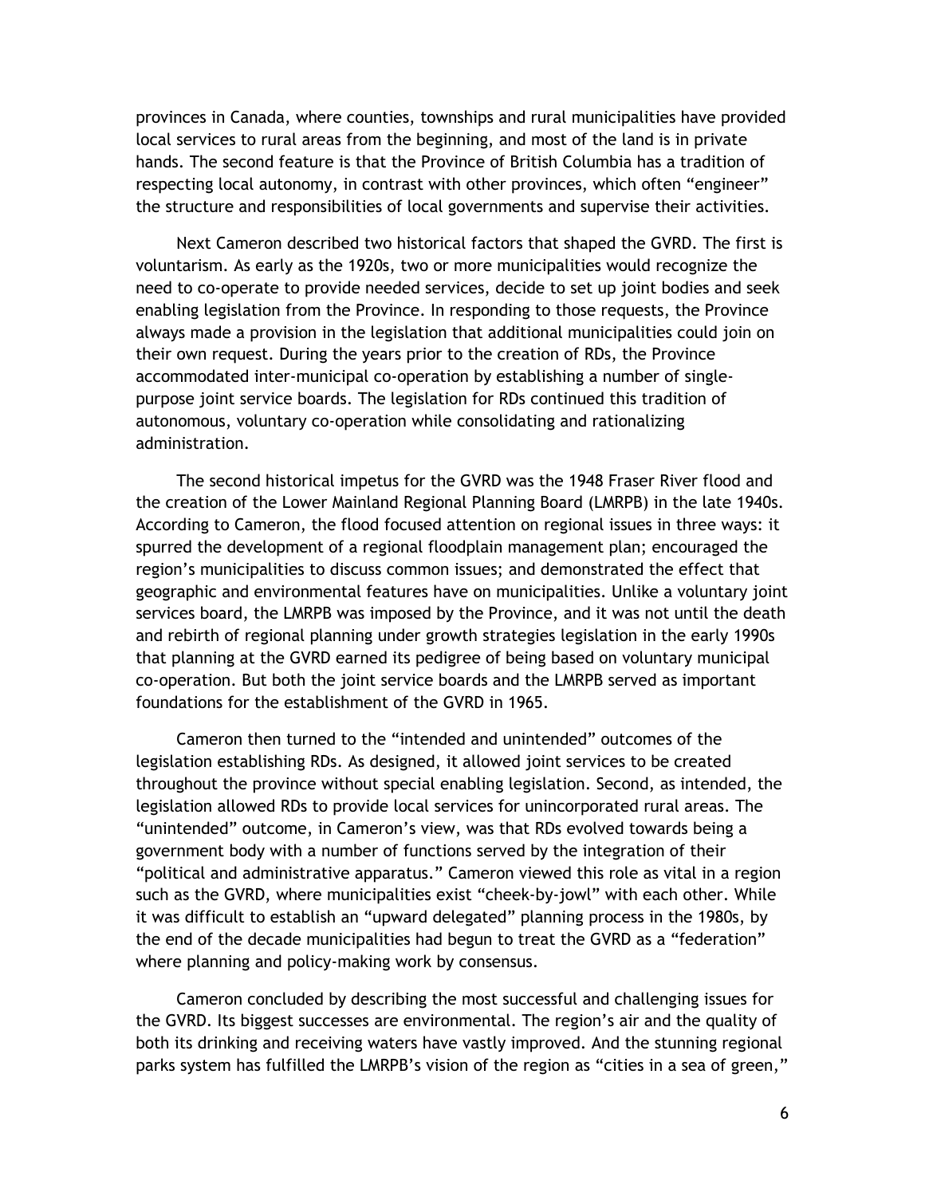provinces in Canada, where counties, townships and rural municipalities have provided local services to rural areas from the beginning, and most of the land is in private hands. The second feature is that the Province of British Columbia has a tradition of respecting local autonomy, in contrast with other provinces, which often "engineer" the structure and responsibilities of local governments and supervise their activities.

Next Cameron described two historical factors that shaped the GVRD. The first is voluntarism. As early as the 1920s, two or more municipalities would recognize the need to co-operate to provide needed services, decide to set up joint bodies and seek enabling legislation from the Province. In responding to those requests, the Province always made a provision in the legislation that additional municipalities could join on their own request. During the years prior to the creation of RDs, the Province accommodated inter-municipal co-operation by establishing a number of single-purpose joint service boards. The legislation for RDs continued this tradition of autonomous, voluntary co-operation while consolidating and rationalizing administration.

The second historical impetus for the GVRD was the 1948 Fraser River flood and the creation of the Lower Mainland Regional Planning Board (LMRPB) in the late 1940s. According to Cameron, the flood focused attention on regional issues in three ways: it spurred the development of a regional floodplain management plan; encouraged the region's municipalities to discuss common issues; and demonstrated the effect that geographic and environmental features have on municipalities. Unlike a voluntary joint services board, the LMRPB was imposed by the Province, and it was not until the death and rebirth of regional planning under growth strategies legislation in the early 1990s that planning at the GVRD earned its pedigree of being based on voluntary municipal co-operation. But both the joint service boards and the LMRPB served as important foundations for the establishment of the GVRD in 1965.

Cameron then turned to the "intended and unintended" outcomes of the legislation establishing RDs. As designed, it allowed joint services to be created throughout the province without special enabling legislation. Second, as intended, the legislation allowed RDs to provide local services for unincorporated rural areas. The "unintended" outcome, in Cameron's view, was that RDs evolved towards being a government body with a number of functions served by the integration of their "political and administrative apparatus." Cameron viewed this role as vital in a region such as the GVRD, where municipalities exist "cheek-by-jowl" with each other. While it was difficult to establish an "upward delegated" planning process in the 1980s, by the end of the decade municipalities had begun to treat the GVRD as a "federation" where planning and policy-making work by consensus.

Cameron concluded by describing the most successful and challenging issues for the GVRD. Its biggest successes are environmental. The region's air and the quality of both its drinking and receiving waters have vastly improved. And the stunning regional parks system has fulfilled the LMRPB's vision of the region as "cities in a sea of green,"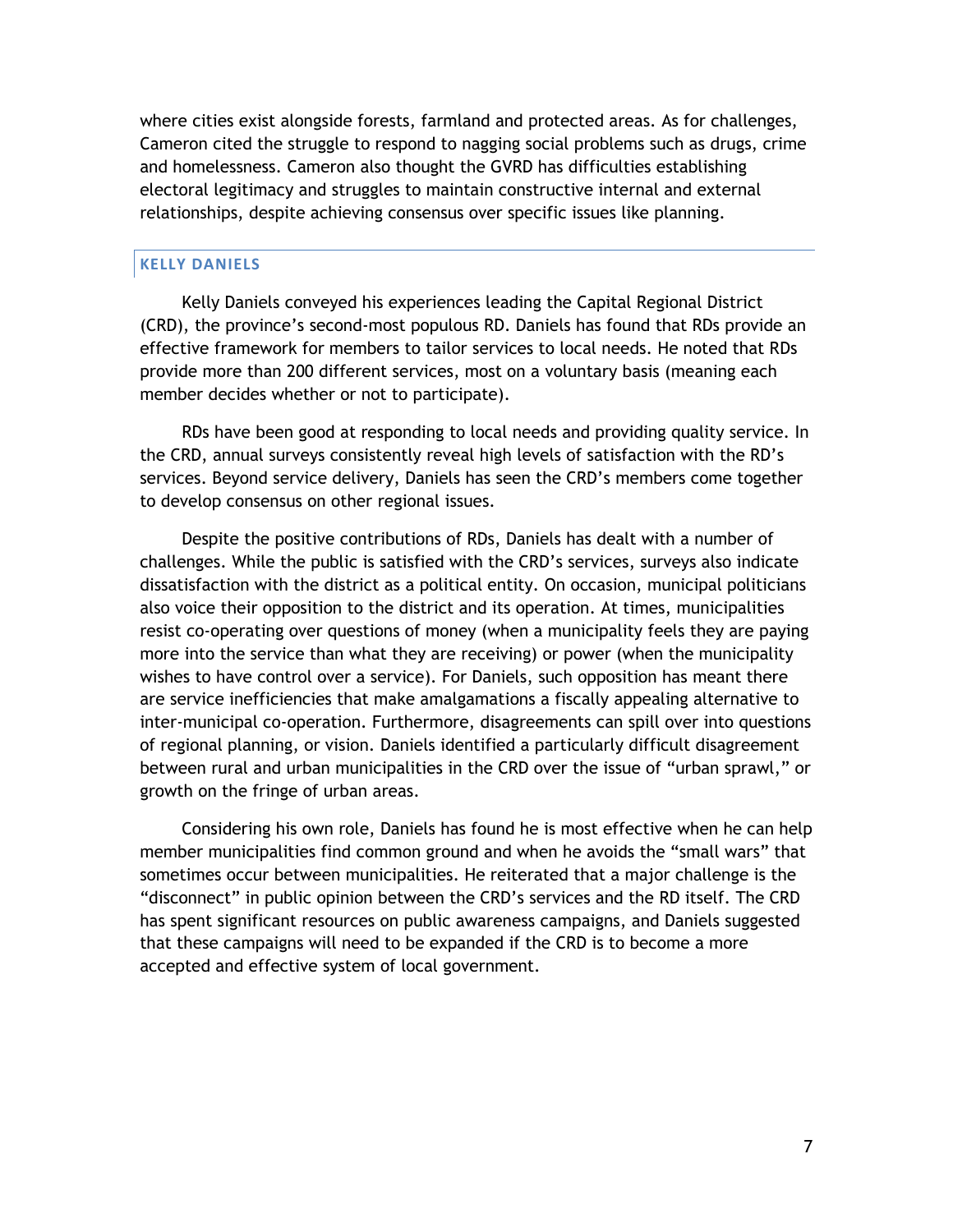where cities exist alongside forests, farmland and protected areas. As for challenges, Cameron cited the struggle to respond to nagging social problems such as drugs, crime and homelessness. Cameron also thought the GVRD has difficulties establishing electoral legitimacy and struggles to maintain constructive internal and external relationships, despite achieving consensus over specific issues like planning.

## KELLY DANIELS

Kelly Daniels conveyed his experiences leading the Capital Regional District (CRD), the province's second-most populous RD. Daniels has found that RDs provide an effective framework for members to tailor services to local needs. He noted that RDs provide more than 200 different services, most on a voluntary basis (meaning each member decides whether or not to participate).

RDs have been good at responding to local needs and providing quality service. In the CRD, annual surveys consistently reveal high levels of satisfaction with the RD's services. Beyond service delivery, Daniels has seen the CRD's members come together to develop consensus on other regional issues.

Despite the positive contributions of RDs, Daniels has dealt with a number of challenges. While the public is satisfied with the CRD's services, surveys also indicate dissatisfaction with the district as a political entity. On occasion, municipal politicians also voice their opposition to the district and its operation. At times, municipalities resist co-operating over questions of money (when a municipality feels they are paying more into the service than what they are receiving) or power (when the municipality wishes to have control over a service). For Daniels, such opposition has meant there are service inefficiencies that make amalgamations a fiscally appealing alternative to inter-municipal co-operation. Furthermore, disagreements can spill over into questions of regional planning, or vision. Daniels identified a particularly difficult disagreement between rural and urban municipalities in the CRD over the issue of "urban sprawl," or growth on the fringe of urban areas.

Considering his own role, Daniels has found he is most effective when he can help member municipalities find common ground and when he avoids the "small wars" that sometimes occur between municipalities. He reiterated that a major challenge is the "disconnect" in public opinion between the CRD's services and the RD itself. The CRD has spent significant resources on public awareness campaigns, and Daniels suggested that these campaigns will need to be expanded if the CRD is to become a more accepted and effective system of local government.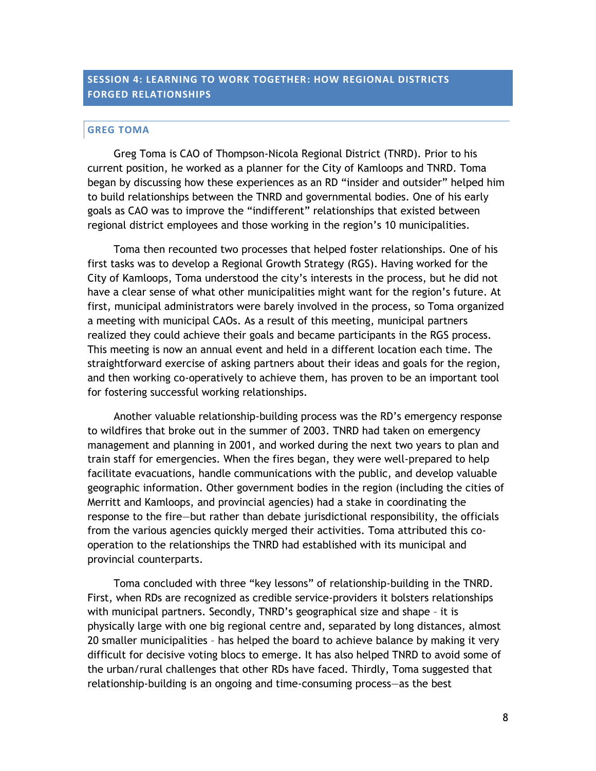## SESSION 4: LEARNING TO WORK TOGETHER: HOW REGIONAL DISTRICTS FORGED RELATIONSHIPS

### GREG TOMA

Greg Toma is CAO of Thompson-Nicola Regional District (TNRD). Prior to his current position, he worked as a planner for the City of Kamloops and TNRD. Toma began by discussing how these experiences as an RD "insider and outsider" helped him to build relationships between the TNRD and governmental bodies. One of his early goals as CAO was to improve the "indifferent" relationships that existed between regional district employees and those working in the region's 10 municipalities.

Toma then recounted two processes that helped foster relationships. One of his first tasks was to develop a Regional Growth Strategy (RGS). Having worked for the City of Kamloops, Toma understood the city's interests in the process, but he did not have a clear sense of what other municipalities might want for the region's future. At first, municipal administrators were barely involved in the process, so Toma organized a meeting with municipal CAOs. As a result of this meeting, municipal partners realized they could achieve their goals and became participants in the RGS process. This meeting is now an annual event and held in a different location each time. The straightforward exercise of asking partners about their ideas and goals for the region, and then working co-operatively to achieve them, has proven to be an important tool for fostering successful working relationships.

Another valuable relationship-building process was the RD's emergency response to wildfires that broke out in the summer of 2003. TNRD had taken on emergency management and planning in 2001, and worked during the next two years to plan and train staff for emergencies. When the fires began, they were well-prepared to help facilitate evacuations, handle communications with the public, and develop valuable geographic information. Other government bodies in the region (including the cities of Merritt and Kamloops, and provincial agencies) had a stake in coordinating the response to the fire—but rather than debate jurisdictional responsibility, the officials from the various agencies quickly merged their activities. Toma attributed this co-operation to the relationships the TNRD had established with its municipal and provincial counterparts.

Toma concluded with three "key lessons" of relationship-building in the TNRD. First, when RDs are recognized as credible service-providers it bolsters relationships with municipal partners. Secondly, TNRD's geographical size and shape – it is physically large with one big regional centre and, separated by long distances, almost 20 smaller municipalities – has helped the board to achieve balance by making it very difficult for decisive voting blocs to emerge. It has also helped TNRD to avoid some of the urban/rural challenges that other RDs have faced. Thirdly, Toma suggested that relationship-building is an ongoing and time-consuming process—as the best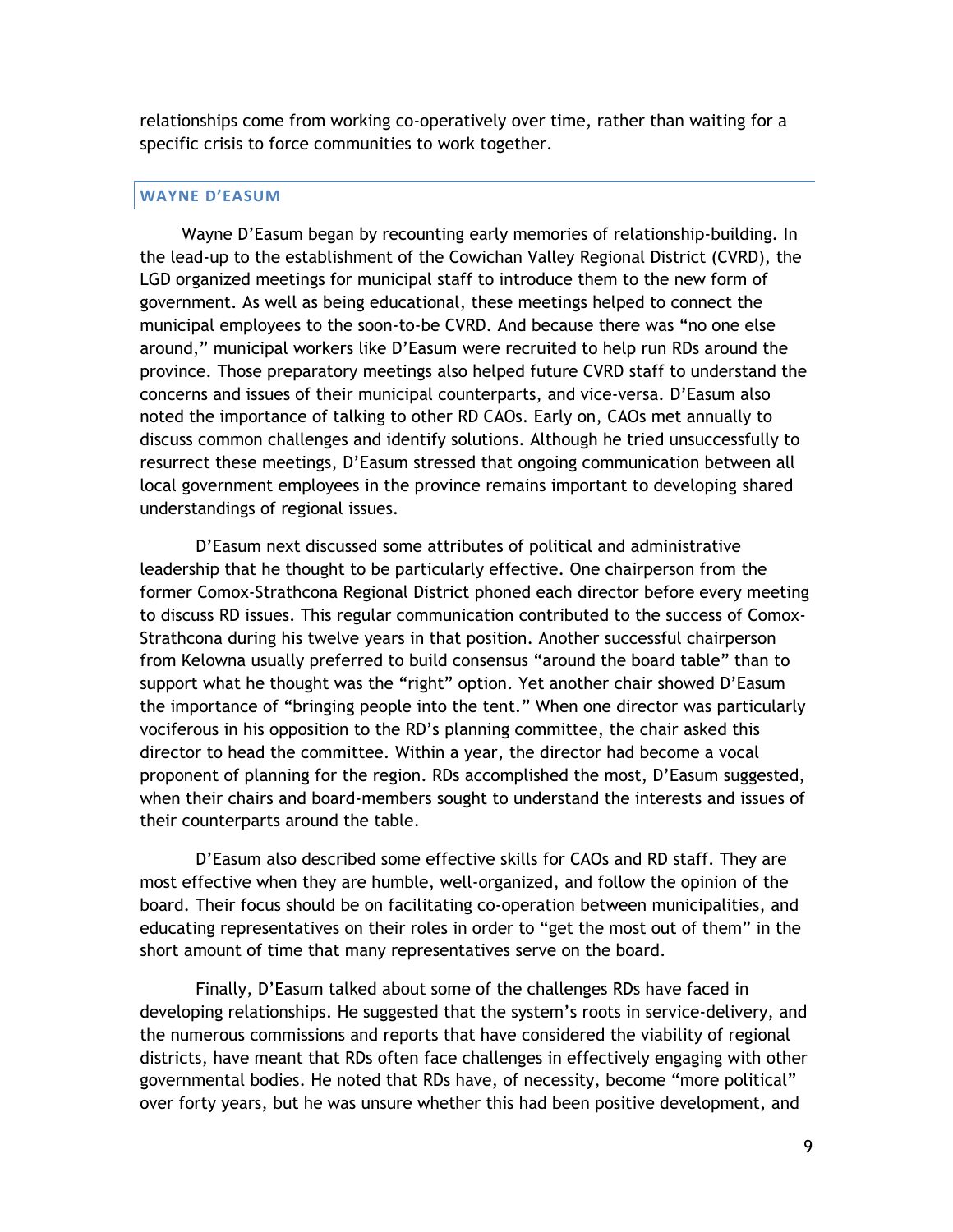relationships come from working co-operatively over time, rather than waiting for a specific crisis to force communities to work together.

### WAYNE D'EASUM

Wayne D'Easum began by recounting early memories of relationship-building. In the lead-up to the establishment of the Cowichan Valley Regional District (CVRD), the LGD organized meetings for municipal staff to introduce them to the new form of government. As well as being educational, these meetings helped to connect the municipal employees to the soon-to-be CVRD. And because there was "no one else around," municipal workers like D'Easum were recruited to help run RDs around the province. Those preparatory meetings also helped future CVRD staff to understand the concerns and issues of their municipal counterparts, and vice-versa. D'Easum also noted the importance of talking to other RD CAOs. Early on, CAOs met annually to discuss common challenges and identify solutions. Although he tried unsuccessfully to resurrect these meetings, D'Easum stressed that ongoing communication between all local government employees in the province remains important to developing shared understandings of regional issues.

D'Easum next discussed some attributes of political and administrative leadership that he thought to be particularly effective. One chairperson from the former Comox-Strathcona Regional District phoned each director before every meeting to discuss RD issues. This regular communication contributed to the success of Comox-Strathcona during his twelve years in that position. Another successful chairperson from Kelowna usually preferred to build consensus "around the board table" than to support what he thought was the "right" option. Yet another chair showed D'Easum the importance of "bringing people into the tent." When one director was particularly vociferous in his opposition to the RD's planning committee, the chair asked this director to head the committee. Within a year, the director had become a vocal proponent of planning for the region. RDs accomplished the most, D'Easum suggested, when their chairs and board-members sought to understand the interests and issues of their counterparts around the table.

D'Easum also described some effective skills for CAOs and RD staff. They are most effective when they are humble, well-organized, and follow the opinion of the board. Their focus should be on facilitating co-operation between municipalities, and educating representatives on their roles in order to "get the most out of them" in the short amount of time that many representatives serve on the board.

Finally, D'Easum talked about some of the challenges RDs have faced in developing relationships. He suggested that the system's roots in service-delivery, and the numerous commissions and reports that have considered the viability of regional districts, have meant that RDs often face challenges in effectively engaging with other governmental bodies. He noted that RDs have, of necessity, become "more political" over forty years, but he was unsure whether this had been positive development, and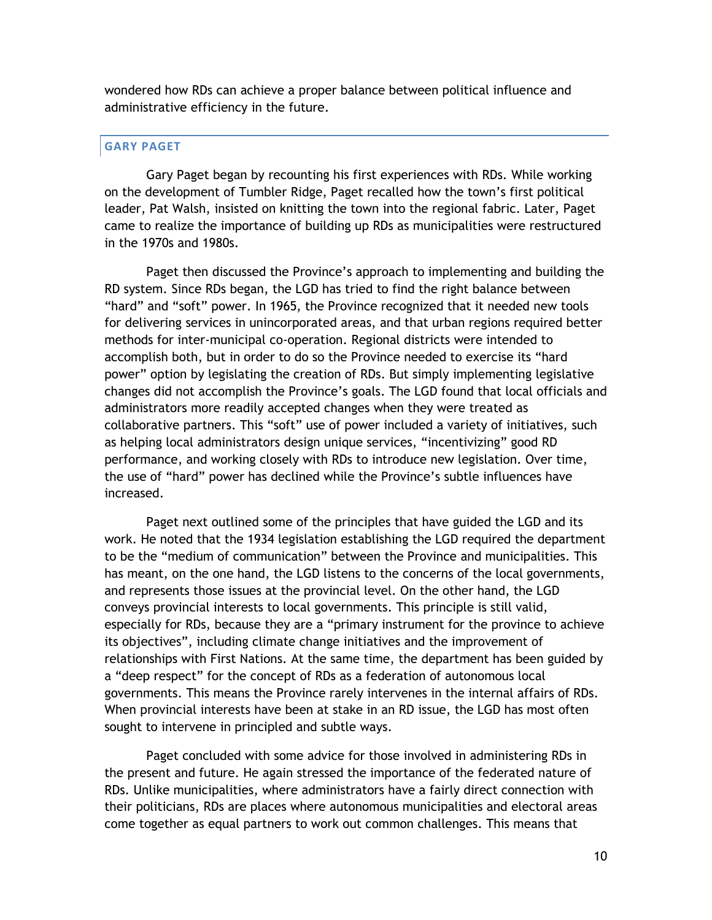wondered how RDs can achieve a proper balance between political influence and administrative efficiency in the future.

## GARY PAGET

Gary Paget began by recounting his first experiences with RDs. While working on the development of Tumbler Ridge, Paget recalled how the town's first political leader, Pat Walsh, insisted on knitting the town into the regional fabric. Later, Paget came to realize the importance of building up RDs as municipalities were restructured in the 1970s and 1980s.

Paget then discussed the Province's approach to implementing and building the RD system. Since RDs began, the LGD has tried to find the right balance between "hard" and "soft" power. In 1965, the Province recognized that it needed new tools for delivering services in unincorporated areas, and that urban regions required better methods for inter-municipal co-operation. Regional districts were intended to accomplish both, but in order to do so the Province needed to exercise its "hard power" option by legislating the creation of RDs. But simply implementing legislative changes did not accomplish the Province's goals. The LGD found that local officials and administrators more readily accepted changes when they were treated as collaborative partners. This "soft" use of power included a variety of initiatives, such as helping local administrators design unique services, "incentivizing" good RD performance, and working closely with RDs to introduce new legislation. Over time, the use of "hard" power has declined while the Province's subtle influences have increased.

Paget next outlined some of the principles that have guided the LGD and its work. He noted that the 1934 legislation establishing the LGD required the department to be the "medium of communication" between the Province and municipalities. This has meant, on the one hand, the LGD listens to the concerns of the local governments, and represents those issues at the provincial level. On the other hand, the LGD conveys provincial interests to local governments. This principle is still valid, especially for RDs, because they are a "primary instrument for the province to achieve its objectives", including climate change initiatives and the improvement of relationships with First Nations. At the same time, the department has been guided by a "deep respect" for the concept of RDs as a federation of autonomous local governments. This means the Province rarely intervenes in the internal affairs of RDs. When provincial interests have been at stake in an RD issue, the LGD has most often sought to intervene in principled and subtle ways.

Paget concluded with some advice for those involved in administering RDs in the present and future. He again stressed the importance of the federated nature of RDs. Unlike municipalities, where administrators have a fairly direct connection with their politicians, RDs are places where autonomous municipalities and electoral areas come together as equal partners to work out common challenges. This means that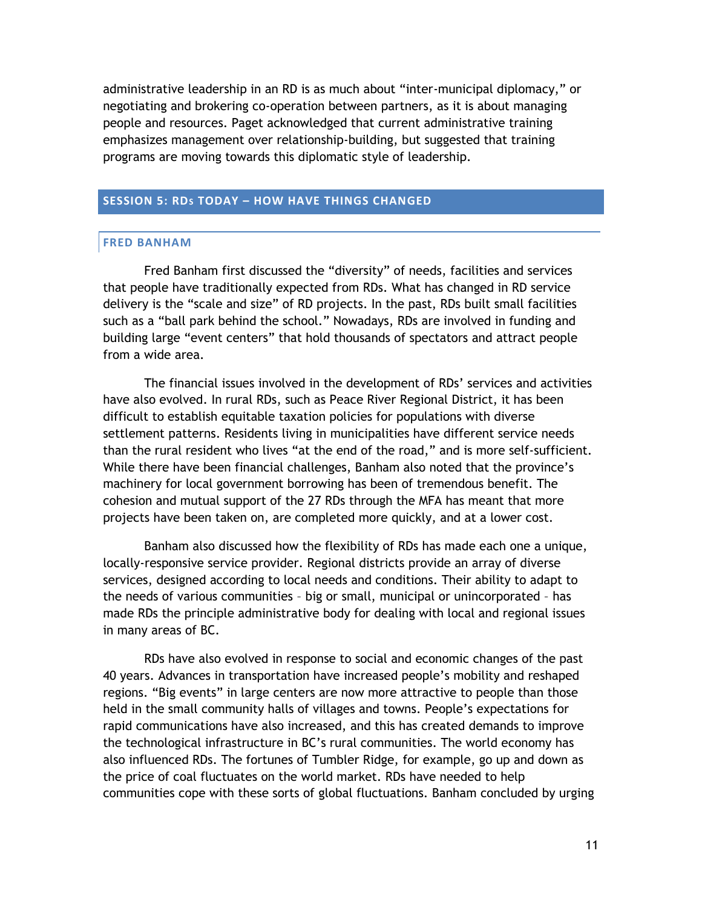administrative leadership in an RD is as much about "inter-municipal diplomacy," or negotiating and brokering co-operation between partners, as it is about managing people and resources. Paget acknowledged that current administrative training emphasizes management over relationship-building, but suggested that training programs are moving towards this diplomatic style of leadership.

## SESSION 5: RDs TODAY – HOW HAVE THINGS CHANGED

### FRED BANHAM

Fred Banham first discussed the "diversity" of needs, facilities and services that people have traditionally expected from RDs. What has changed in RD service delivery is the "scale and size" of RD projects. In the past, RDs built small facilities such as a "ball park behind the school." Nowadays, RDs are involved in funding and building large "event centers" that hold thousands of spectators and attract people from a wide area.

The financial issues involved in the development of RDs' services and activities have also evolved. In rural RDs, such as Peace River Regional District, it has been difficult to establish equitable taxation policies for populations with diverse settlement patterns. Residents living in municipalities have different service needs than the rural resident who lives "at the end of the road," and is more self-sufficient. While there have been financial challenges, Banham also noted that the province's machinery for local government borrowing has been of tremendous benefit. The cohesion and mutual support of the 27 RDs through the MFA has meant that more projects have been taken on, are completed more quickly, and at a lower cost.

Banham also discussed how the flexibility of RDs has made each one a unique, locally-responsive service provider. Regional districts provide an array of diverse services, designed according to local needs and conditions. Their ability to adapt to the needs of various communities – big or small, municipal or unincorporated – has made RDs the principle administrative body for dealing with local and regional issues in many areas of BC.

RDs have also evolved in response to social and economic changes of the past 40 years. Advances in transportation have increased people's mobility and reshaped regions. "Big events" in large centers are now more attractive to people than those held in the small community halls of villages and towns. People's expectations for rapid communications have also increased, and this has created demands to improve the technological infrastructure in BC's rural communities. The world economy has also influenced RDs. The fortunes of Tumbler Ridge, for example, go up and down as the price of coal fluctuates on the world market. RDs have needed to help communities cope with these sorts of global fluctuations. Banham concluded by urging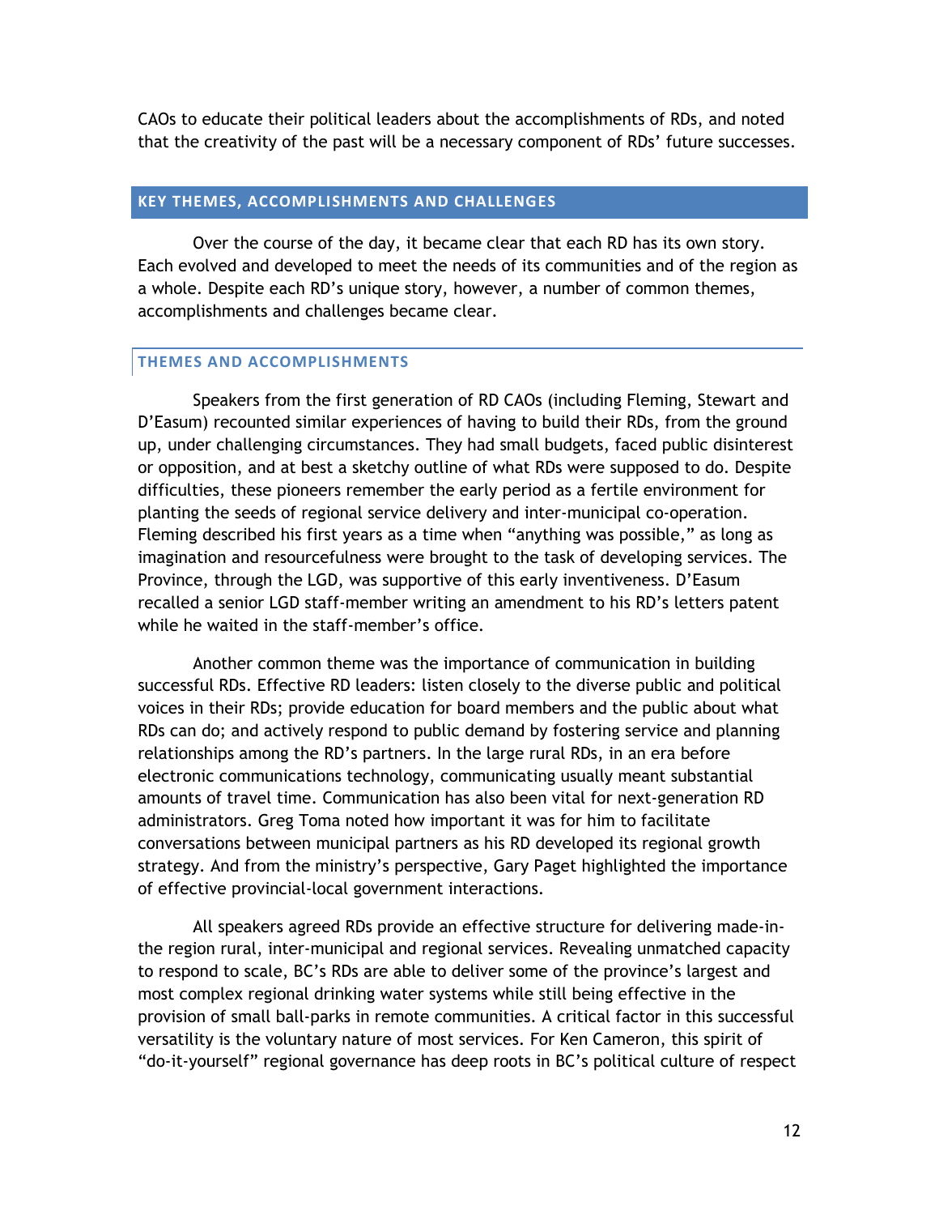CAOs to educate their political leaders about the accomplishments of RDs, and noted that the creativity of the past will be a necessary component of RDs' future successes.

## KEY THEMES, ACCOMPLISHMENTS AND CHALLENGES

Over the course of the day, it became clear that each RD has its own story. Each evolved and developed to meet the needs of its communities and of the region as a whole. Despite each RD's unique story, however, a number of common themes, accomplishments and challenges became clear.

### THEMES AND ACCOMPLISHMENTS

Speakers from the first generation of RD CAOs (including Fleming, Stewart and D'Easum) recounted similar experiences of having to build their RDs, from the ground up, under challenging circumstances. They had small budgets, faced public disinterest or opposition, and at best a sketchy outline of what RDs were supposed to do. Despite difficulties, these pioneers remember the early period as a fertile environment for planting the seeds of regional service delivery and inter-municipal co-operation. Fleming described his first years as a time when "anything was possible," as long as imagination and resourcefulness were brought to the task of developing services. The Province, through the LGD, was supportive of this early inventiveness. D'Easum recalled a senior LGD staff-member writing an amendment to his RD's letters patent while he waited in the staff-member's office.

Another common theme was the importance of communication in building successful RDs. Effective RD leaders: listen closely to the diverse public and political voices in their RDs; provide education for board members and the public about what RDs can do; and actively respond to public demand by fostering service and planning relationships among the RD's partners. In the large rural RDs, in an era before electronic communications technology, communicating usually meant substantial amounts of travel time. Communication has also been vital for next-generation RD administrators. Greg Toma noted how important it was for him to facilitate conversations between municipal partners as his RD developed its regional growth strategy. And from the ministry's perspective, Gary Paget highlighted the importance of effective provincial-local government interactions.

All speakers agreed RDs provide an effective structure for delivering made-in-the region rural, inter-municipal and regional services. Revealing unmatched capacity to respond to scale, BC's RDs are able to deliver some of the province's largest and most complex regional drinking water systems while still being effective in the provision of small ball-parks in remote communities. A critical factor in this successful versatility is the voluntary nature of most services. For Ken Cameron, this spirit of "do-it-yourself" regional governance has deep roots in BC's political culture of respect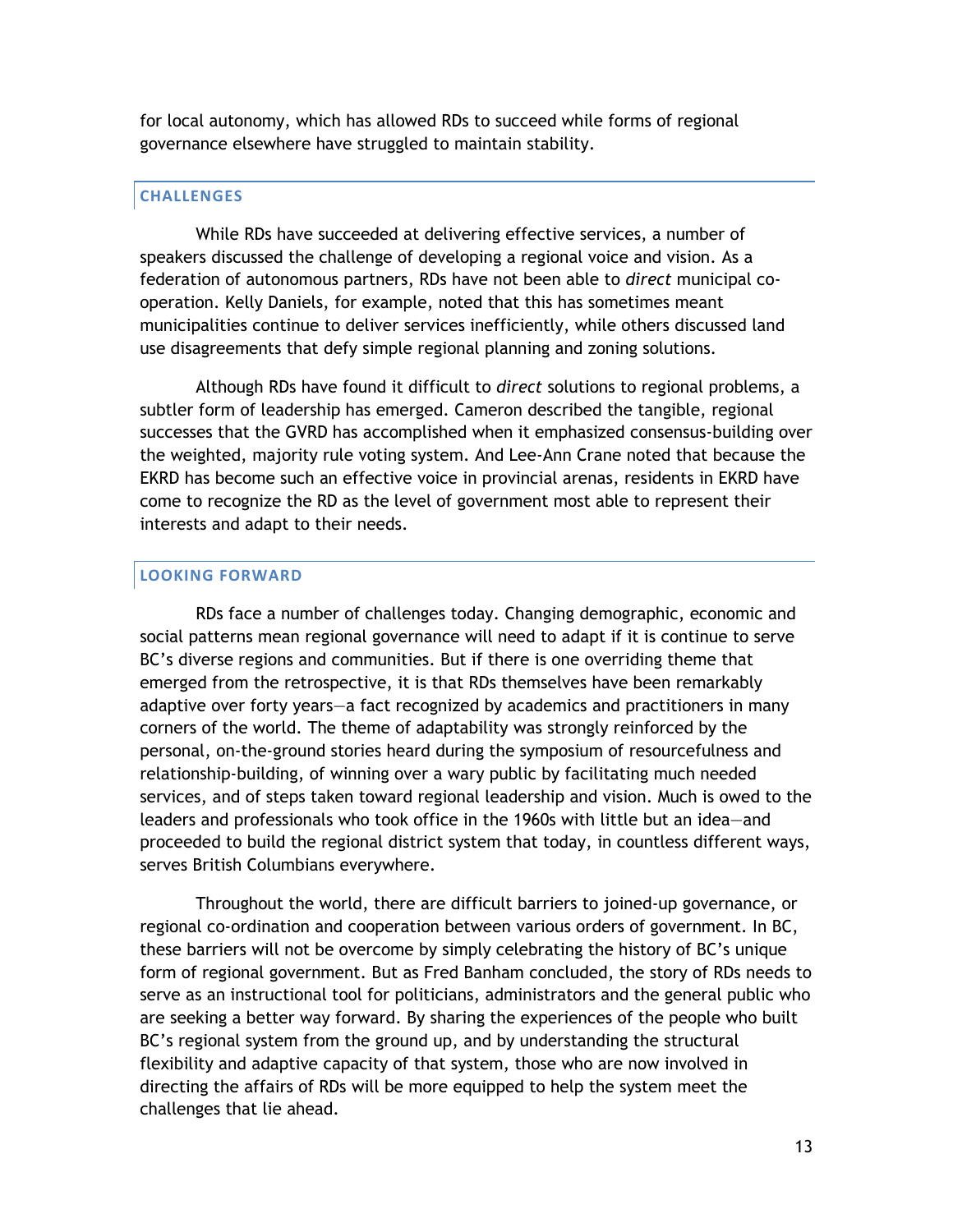for local autonomy, which has allowed RDs to succeed while forms of regional governance elsewhere have struggled to maintain stability.

## CHALLENGES

While RDs have succeeded at delivering effective services, a number of speakers discussed the challenge of developing a regional voice and vision. As a federation of autonomous partners, RDs have not been able to *direct* municipal co-operation. Kelly Daniels, for example, noted that this has sometimes meant municipalities continue to deliver services inefficiently, while others discussed land use disagreements that defy simple regional planning and zoning solutions.

Although RDs have found it difficult to *direct* solutions to regional problems, a subtler form of leadership has emerged. Cameron described the tangible, regional successes that the GVRD has accomplished when it emphasized consensus-building over the weighted, majority rule voting system. And Lee-Ann Crane noted that because the EKRD has become such an effective voice in provincial arenas, residents in EKRD have come to recognize the RD as the level of government most able to represent their interests and adapt to their needs.

## LOOKING FORWARD

RDs face a number of challenges today. Changing demographic, economic and social patterns mean regional governance will need to adapt if it is continue to serve BC's diverse regions and communities. But if there is one overriding theme that emerged from the retrospective, it is that RDs themselves have been remarkably adaptive over forty years—a fact recognized by academics and practitioners in many corners of the world. The theme of adaptability was strongly reinforced by the personal, on-the-ground stories heard during the symposium of resourcefulness and relationship-building, of winning over a wary public by facilitating much needed services, and of steps taken toward regional leadership and vision. Much is owed to the leaders and professionals who took office in the 1960s with little but an idea—and proceeded to build the regional district system that today, in countless different ways, serves British Columbians everywhere.

Throughout the world, there are difficult barriers to joined-up governance, or regional co-ordination and cooperation between various orders of government. In BC, these barriers will not be overcome by simply celebrating the history of BC's unique form of regional government. But as Fred Banham concluded, the story of RDs needs to serve as an instructional tool for politicians, administrators and the general public who are seeking a better way forward. By sharing the experiences of the people who built BC's regional system from the ground up, and by understanding the structural flexibility and adaptive capacity of that system, those who are now involved in directing the affairs of RDs will be more equipped to help the system meet the challenges that lie ahead.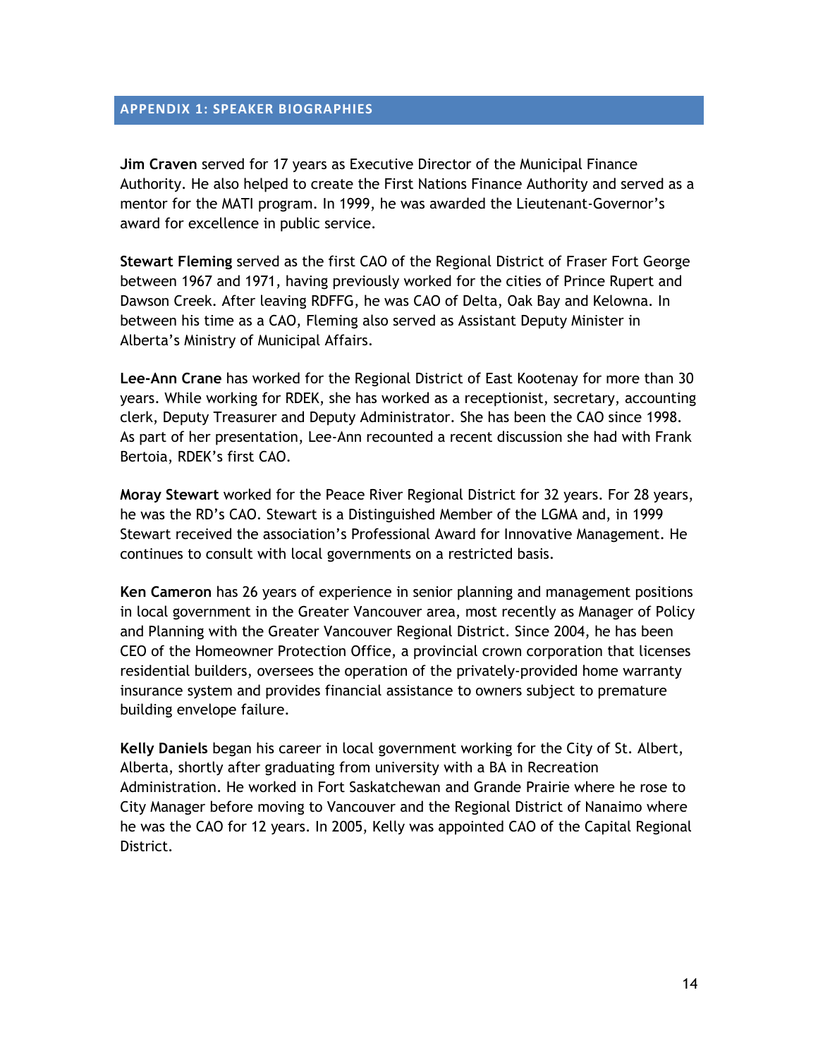## APPENDIX 1: SPEAKER BIOGRAPHIES

**Jim Craven** served for 17 years as Executive Director of the Municipal Finance Authority. He also helped to create the First Nations Finance Authority and served as a mentor for the MATI program. In 1999, he was awarded the Lieutenant-Governor's award for excellence in public service.

**Stewart Fleming** served as the first CAO of the Regional District of Fraser Fort George between 1967 and 1971, having previously worked for the cities of Prince Rupert and Dawson Creek. After leaving RDFFG, he was CAO of Delta, Oak Bay and Kelowna. In between his time as a CAO, Fleming also served as Assistant Deputy Minister in Alberta's Ministry of Municipal Affairs.

**Lee-Ann Crane** has worked for the Regional District of East Kootenay for more than 30 years. While working for RDEK, she has worked as a receptionist, secretary, accounting clerk, Deputy Treasurer and Deputy Administrator. She has been the CAO since 1998. As part of her presentation, Lee-Ann recounted a recent discussion she had with Frank Bertoia, RDEK's first CAO.

**Moray Stewart** worked for the Peace River Regional District for 32 years. For 28 years, he was the RD's CAO. Stewart is a Distinguished Member of the LGMA and, in 1999 Stewart received the association's Professional Award for Innovative Management. He continues to consult with local governments on a restricted basis.

**Ken Cameron** has 26 years of experience in senior planning and management positions in local government in the Greater Vancouver area, most recently as Manager of Policy and Planning with the Greater Vancouver Regional District. Since 2004, he has been CEO of the Homeowner Protection Office, a provincial crown corporation that licenses residential builders, oversees the operation of the privately-provided home warranty insurance system and provides financial assistance to owners subject to premature building envelope failure.

**Kelly Daniels** began his career in local government working for the City of St. Albert, Alberta, shortly after graduating from university with a BA in Recreation Administration. He worked in Fort Saskatchewan and Grande Prairie where he rose to City Manager before moving to Vancouver and the Regional District of Nanaimo where he was the CAO for 12 years. In 2005, Kelly was appointed CAO of the Capital Regional District.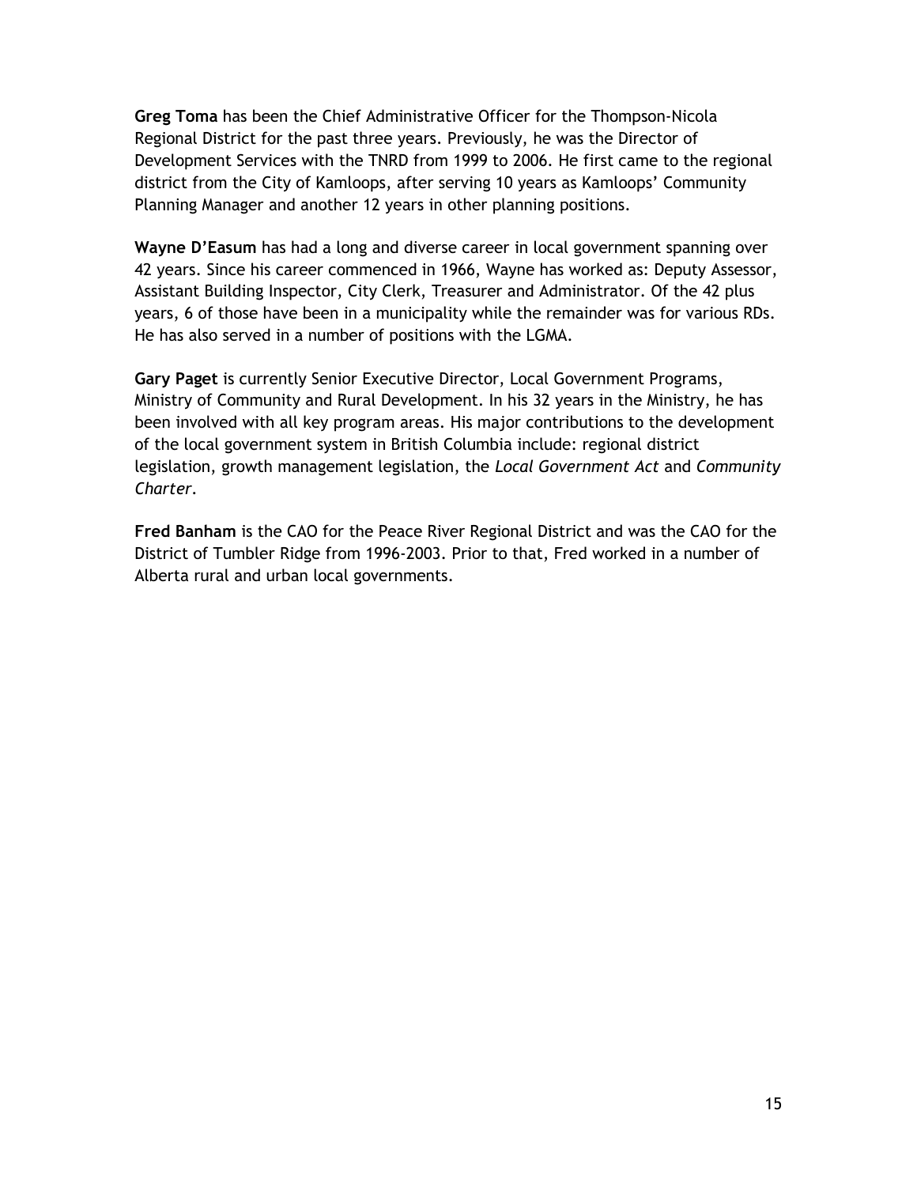**Greg Toma** has been the Chief Administrative Officer for the Thompson-Nicola Regional District for the past three years. Previously, he was the Director of Development Services with the TNRD from 1999 to 2006. He first came to the regional district from the City of Kamloops, after serving 10 years as Kamloops' Community Planning Manager and another 12 years in other planning positions.

**Wayne D'Easum** has had a long and diverse career in local government spanning over 42 years. Since his career commenced in 1966, Wayne has worked as: Deputy Assessor, Assistant Building Inspector, City Clerk, Treasurer and Administrator. Of the 42 plus years, 6 of those have been in a municipality while the remainder was for various RDs. He has also served in a number of positions with the LGMA.

**Gary Paget** is currently Senior Executive Director, Local Government Programs, Ministry of Community and Rural Development. In his 32 years in the Ministry, he has been involved with all key program areas. His major contributions to the development of the local government system in British Columbia include: regional district legislation, growth management legislation, the *Local Government Act* and *Community Charter*.

**Fred Banham** is the CAO for the Peace River Regional District and was the CAO for the District of Tumbler Ridge from 1996-2003. Prior to that, Fred worked in a number of Alberta rural and urban local governments.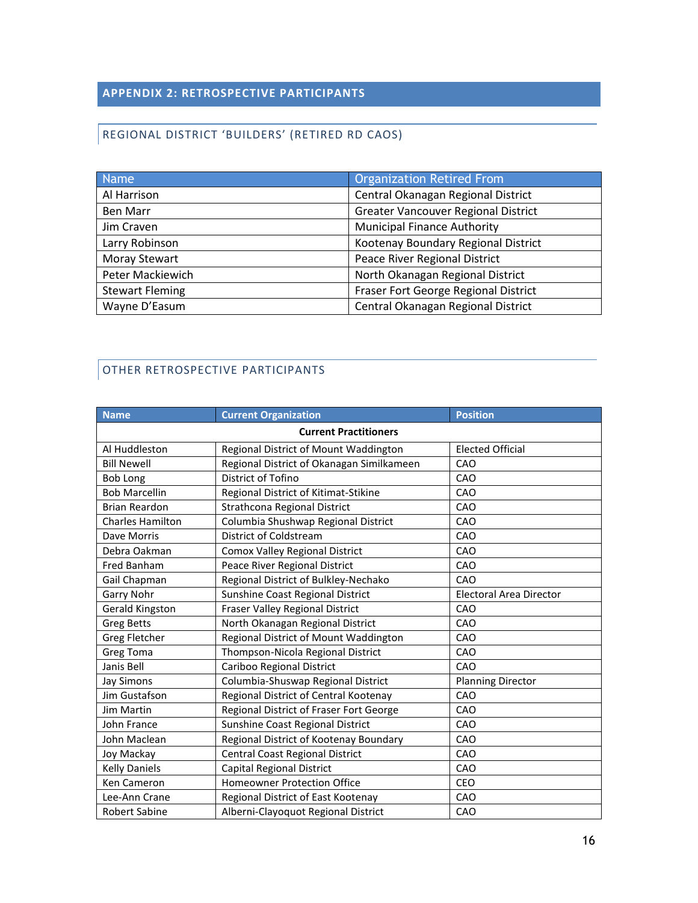## APPENDIX 2: RETROSPECTIVE PARTICIPANTS

### REGIONAL DISTRICT 'BUILDERS' (RETIRED RD CAOS)

| Name | Organization Retired From |
|---|---|
| Al Harrison | Central Okanagan Regional District |
| Ben Marr | Greater Vancouver Regional District |
| Jim Craven | Municipal Finance Authority |
| Larry Robinson | Kootenay Boundary Regional District |
| Moray Stewart | Peace River Regional District |
| Peter Mackiewich | North Okanagan Regional District |
| Stewart Fleming | Fraser Fort George Regional District |
| Wayne D'Easum | Central Okanagan Regional District |

### OTHER RETROSPECTIVE PARTICIPANTS

| Name | Current Organization | Position |
|---|---|---|
| **Current Practitioners** | | |
| Al Huddleston | Regional District of Mount Waddington | Elected Official |
| Bill Newell | Regional District of Okanagan Similkameen | CAO |
| Bob Long | District of Tofino | CAO |
| Bob Marcellin | Regional District of Kitimat-Stikine | CAO |
| Brian Reardon | Strathcona Regional District | CAO |
| Charles Hamilton | Columbia Shushwap Regional District | CAO |
| Dave Morris | District of Coldstream | CAO |
| Debra Oakman | Comox Valley Regional District | CAO |
| Fred Banham | Peace River Regional District | CAO |
| Gail Chapman | Regional District of Bulkley-Nechako | CAO |
| Garry Nohr | Sunshine Coast Regional District | Electoral Area Director |
| Gerald Kingston | Fraser Valley Regional District | CAO |
| Greg Betts | North Okanagan Regional District | CAO |
| Greg Fletcher | Regional District of Mount Waddington | CAO |
| Greg Toma | Thompson-Nicola Regional District | CAO |
| Janis Bell | Cariboo Regional District | CAO |
| Jay Simons | Columbia-Shuswap Regional District | Planning Director |
| Jim Gustafson | Regional District of Central Kootenay | CAO |
| Jim Martin | Regional District of Fraser Fort George | CAO |
| John France | Sunshine Coast Regional District | CAO |
| John Maclean | Regional District of Kootenay Boundary | CAO |
| Joy Mackay | Central Coast Regional District | CAO |
| Kelly Daniels | Capital Regional District | CAO |
| Ken Cameron | Homeowner Protection Office | CEO |
| Lee-Ann Crane | Regional District of East Kootenay | CAO |
| Robert Sabine | Alberni-Clayoquot Regional District | CAO |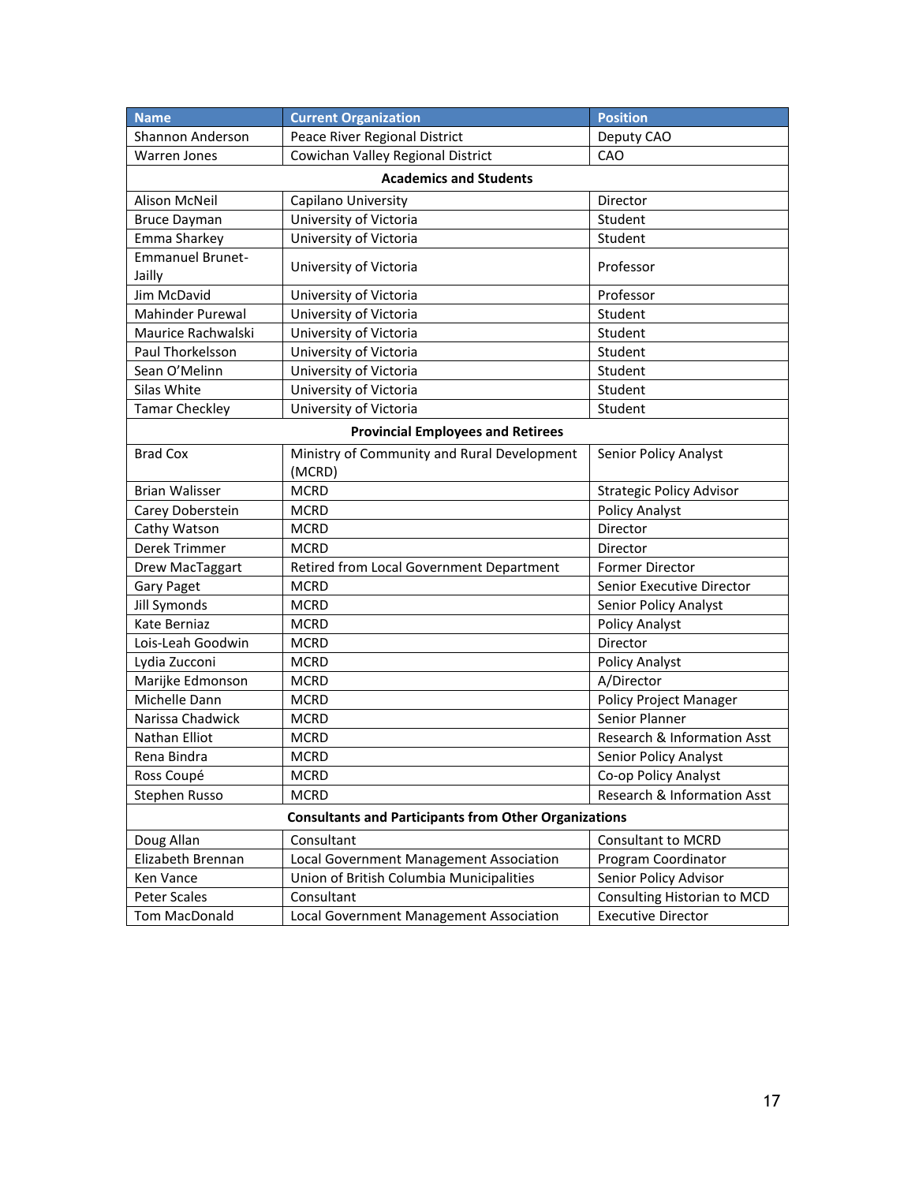| Name | Current Organization | Position |
|---|---|---|
| Shannon Anderson | Peace River Regional District | Deputy CAO |
| Warren Jones | Cowichan Valley Regional District | CAO |
| **Academics and Students** | | |
| Alison McNeil | Capilano University | Director |
| Bruce Dayman | University of Victoria | Student |
| Emma Sharkey | University of Victoria | Student |
| Emmanuel Brunet-Jailly | University of Victoria | Professor |
| Jim McDavid | University of Victoria | Professor |
| Mahinder Purewal | University of Victoria | Student |
| Maurice Rachwalski | University of Victoria | Student |
| Paul Thorkelsson | University of Victoria | Student |
| Sean O'Melinn | University of Victoria | Student |
| Silas White | University of Victoria | Student |
| Tamar Checkley | University of Victoria | Student |
| **Provincial Employees and Retirees** | | |
| Brad Cox | Ministry of Community and Rural Development (MCRD) | Senior Policy Analyst |
| Brian Walisser | MCRD | Strategic Policy Advisor |
| Carey Doberstein | MCRD | Policy Analyst |
| Cathy Watson | MCRD | Director |
| Derek Trimmer | MCRD | Director |
| Drew MacTaggart | Retired from Local Government Department | Former Director |
| Gary Paget | MCRD | Senior Executive Director |
| Jill Symonds | MCRD | Senior Policy Analyst |
| Kate Berniaz | MCRD | Policy Analyst |
| Lois-Leah Goodwin | MCRD | Director |
| Lydia Zucconi | MCRD | Policy Analyst |
| Marijke Edmonson | MCRD | A/Director |
| Michelle Dann | MCRD | Policy Project Manager |
| Narissa Chadwick | MCRD | Senior Planner |
| Nathan Elliot | MCRD | Research & Information Asst |
| Rena Bindra | MCRD | Senior Policy Analyst |
| Ross Coupé | MCRD | Co-op Policy Analyst |
| Stephen Russo | MCRD | Research & Information Asst |
| **Consultants and Participants from Other Organizations** | | |
| Doug Allan | Consultant | Consultant to MCRD |
| Elizabeth Brennan | Local Government Management Association | Program Coordinator |
| Ken Vance | Union of British Columbia Municipalities | Senior Policy Advisor |
| Peter Scales | Consultant | Consulting Historian to MCD |
| Tom MacDonald | Local Government Management Association | Executive Director |